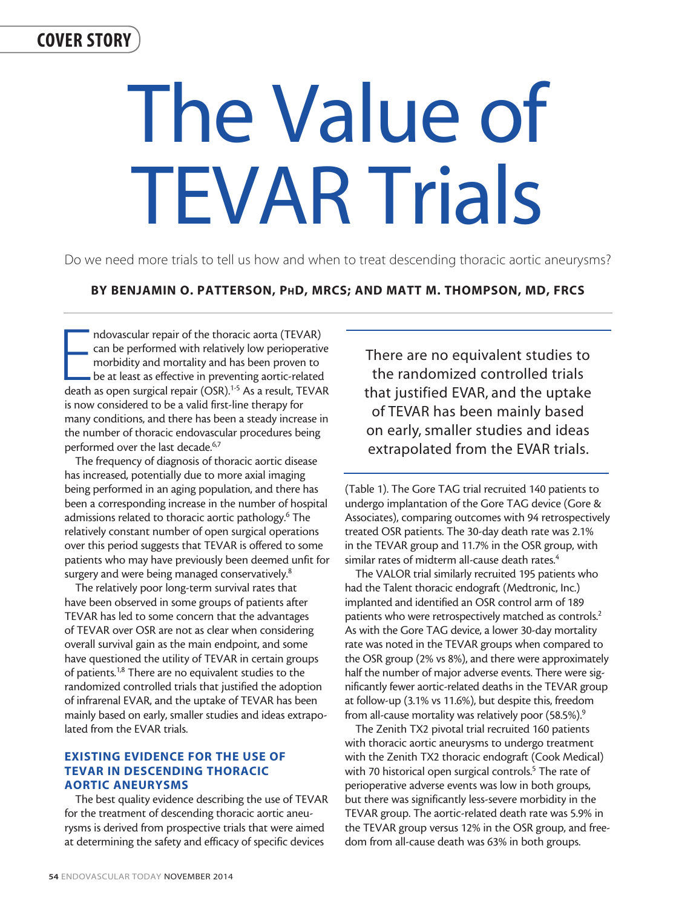COVER STORY

# The Value of TEVAR Trials

Do we need more trials to tell us how and when to treat descending thoracic aortic aneurysms?

**BY BENJAMIN O. PATTERSON, PhD, MRCS; AND MATT M. THOMPSON, MD, FRCS**

Endovascular repair of the thoracic aorta (TEVAR) can be performed with relatively low perioperative morbidity and mortality and has been proven to be at least as effective in preventing aortic-related death as open surgical repair (OSR).[1-5] As a result, TEVAR is now considered to be a valid first-line therapy for many conditions, and there has been a steady increase in the number of thoracic endovascular procedures being performed over the last decade.[6,7]

The frequency of diagnosis of thoracic aortic disease has increased, potentially due to more axial imaging being performed in an aging population, and there has been a corresponding increase in the number of hospital admissions related to thoracic aortic pathology.[6] The relatively constant number of open surgical operations over this period suggests that TEVAR is offered to some patients who may have previously been deemed unfit for surgery and were being managed conservatively.[8]

The relatively poor long-term survival rates that have been observed in some groups of patients after TEVAR has led to some concern that the advantages of TEVAR over OSR are not as clear when considering overall survival gain as the main endpoint, and some have questioned the utility of TEVAR in certain groups of patients.[1,8] There are no equivalent studies to the randomized controlled trials that justified the adoption of infrarenal EVAR, and the uptake of TEVAR has been mainly based on early, smaller studies and ideas extrapolated from the EVAR trials.

> There are no equivalent studies to the randomized controlled trials that justified EVAR, and the uptake of TEVAR has been mainly based on early, smaller studies and ideas extrapolated from the EVAR trials.

## EXISTING EVIDENCE FOR THE USE OF TEVAR IN DESCENDING THORACIC AORTIC ANEURYSMS

The best quality evidence describing the use of TEVAR for the treatment of descending thoracic aortic aneurysms is derived from prospective trials that were aimed at determining the safety and efficacy of specific devices (Table 1). The Gore TAG trial recruited 140 patients to undergo implantation of the Gore TAG device (Gore & Associates), comparing outcomes with 94 retrospectively treated OSR patients. The 30-day death rate was 2.1% in the TEVAR group and 11.7% in the OSR group, with similar rates of midterm all-cause death rates.[4]

The VALOR trial similarly recruited 195 patients who had the Talent thoracic endograft (Medtronic, Inc.) implanted and identified an OSR control arm of 189 patients who were retrospectively matched as controls.[2] As with the Gore TAG device, a lower 30-day mortality rate was noted in the TEVAR groups when compared to the OSR group (2% vs 8%), and there were approximately half the number of major adverse events. There were significantly fewer aortic-related deaths in the TEVAR group at follow-up (3.1% vs 11.6%), but despite this, freedom from all-cause mortality was relatively poor (58.5%).[9]

The Zenith TX2 pivotal trial recruited 160 patients with thoracic aortic aneurysms to undergo treatment with the Zenith TX2 thoracic endograft (Cook Medical) with 70 historical open surgical controls.[5] The rate of perioperative adverse events was low in both groups, but there was significantly less-severe morbidity in the TEVAR group. The aortic-related death rate was 5.9% in the TEVAR group versus 12% in the OSR group, and freedom from all-cause death was 63% in both groups.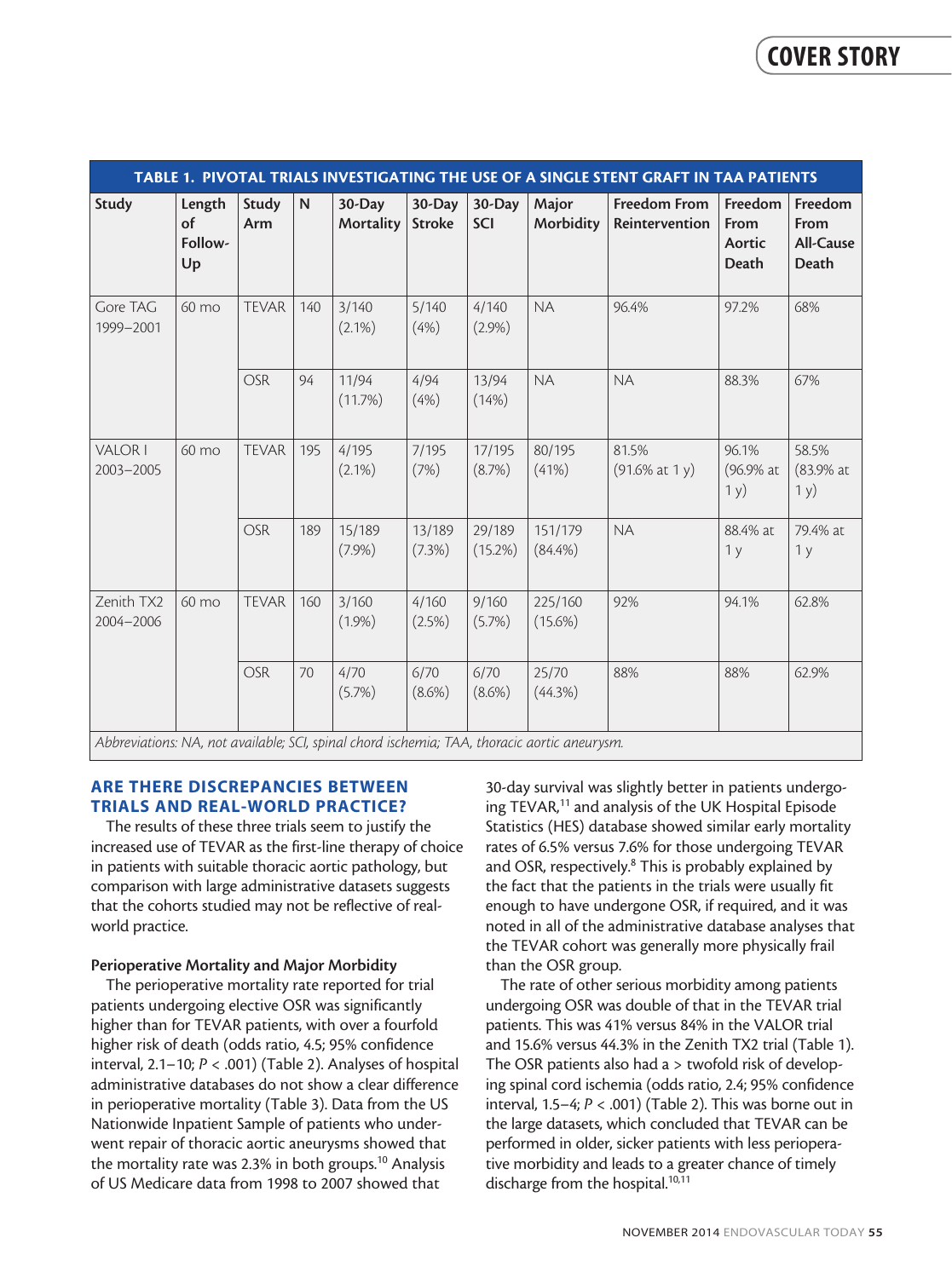**TABLE 1. PIVOTAL TRIALS INVESTIGATING THE USE OF A SINGLE STENT GRAFT IN TAA PATIENTS**

| Study | Length of Follow-Up | Study Arm | N | 30-Day Mortality | 30-Day Stroke | 30-Day SCI | Major Morbidity | Freedom From Reintervention | Freedom From Aortic Death | Freedom From All-Cause Death |
|---|---|---|---|---|---|---|---|---|---|---|
| Gore TAG 1999–2001 | 60 mo | TEVAR | 140 | 3/140 (2.1%) | 5/140 (4%) | 4/140 (2.9%) | NA | 96.4% | 97.2% | 68% |
| | | OSR | 94 | 11/94 (11.7%) | 4/94 (4%) | 13/94 (14%) | NA | NA | 88.3% | 67% |
| VALOR I 2003–2005 | 60 mo | TEVAR | 195 | 4/195 (2.1%) | 7/195 (7%) | 17/195 (8.7%) | 80/195 (41%) | 81.5% (91.6% at 1 y) | 96.1% (96.9% at 1 y) | 58.5% (83.9% at 1 y) |
| | | OSR | 189 | 15/189 (7.9%) | 13/189 (7.3%) | 29/189 (15.2%) | 151/179 (84.4%) | NA | 88.4% at 1 y | 79.4% at 1 y |
| Zenith TX2 2004–2006 | 60 mo | TEVAR | 160 | 3/160 (1.9%) | 4/160 (2.5%) | 9/160 (5.7%) | 225/160 (15.6%) | 92% | 94.1% | 62.8% |
| | | OSR | 70 | 4/70 (5.7%) | 6/70 (8.6%) | 6/70 (8.6%) | 25/70 (44.3%) | 88% | 88% | 62.9% |

*Abbreviations: NA, not available; SCI, spinal chord ischemia; TAA, thoracic aortic aneurysm.*

## ARE THERE DISCREPANCIES BETWEEN TRIALS AND REAL-WORLD PRACTICE?

The results of these three trials seem to justify the increased use of TEVAR as the first-line therapy of choice in patients with suitable thoracic aortic pathology, but comparison with large administrative datasets suggests that the cohorts studied may not be reflective of real-world practice.

### Perioperative Mortality and Major Morbidity

The perioperative mortality rate reported for trial patients undergoing elective OSR was significantly higher than for TEVAR patients, with over a fourfold higher risk of death (odds ratio, 4.5; 95% confidence interval, 2.1–10; $P < .001$) (Table 2). Analyses of hospital administrative databases do not show a clear difference in perioperative mortality (Table 3). Data from the US Nationwide Inpatient Sample of patients who underwent repair of thoracic aortic aneurysms showed that the mortality rate was 2.3% in both groups.[10] Analysis of US Medicare data from 1998 to 2007 showed that 30-day survival was slightly better in patients undergoing TEVAR,[11] and analysis of the UK Hospital Episode Statistics (HES) database showed similar early mortality rates of 6.5% versus 7.6% for those undergoing TEVAR and OSR, respectively.[8] This is probably explained by the fact that the patients in the trials were usually fit enough to have undergone OSR, if required, and it was noted in all of the administrative database analyses that the TEVAR cohort was generally more physically frail than the OSR group.

The rate of other serious morbidity among patients undergoing OSR was double of that in the TEVAR trial patients. This was 41% versus 84% in the VALOR trial and 15.6% versus 44.3% in the Zenith TX2 trial (Table 1). The OSR patients also had a > twofold risk of developing spinal cord ischemia (odds ratio, 2.4; 95% confidence interval, 1.5–4; $P < .001$) (Table 2). This was borne out in the large datasets, which concluded that TEVAR can be performed in older, sicker patients with less perioperative morbidity and leads to a greater chance of timely discharge from the hospital.[10,11]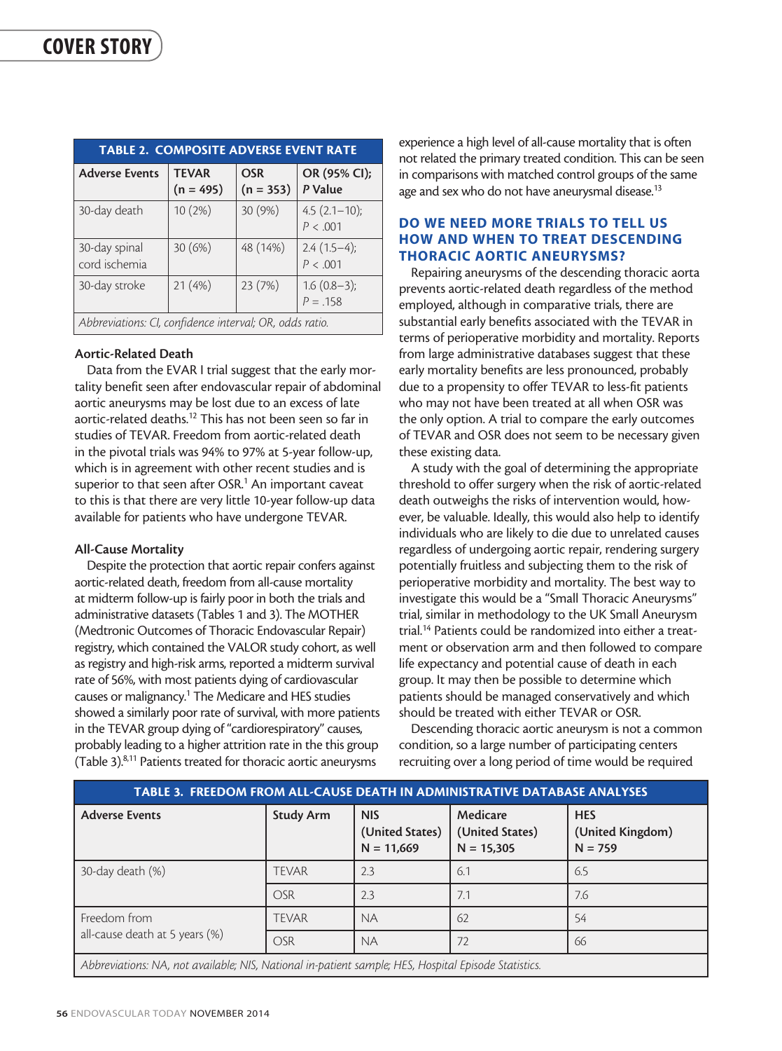**TABLE 2. COMPOSITE ADVERSE EVENT RATE**

| Adverse Events | TEVAR (n = 495) | OSR (n = 353) | OR (95% CI); *P* Value |
|---|---|---|---|
| 30-day death | 10 (2%) | 30 (9%) | 4.5 (2.1–10); *P* < .001 |
| 30-day spinal cord ischemia | 30 (6%) | 48 (14%) | 2.4 (1.5–4); *P* < .001 |
| 30-day stroke | 21 (4%) | 23 (7%) | 1.6 (0.8–3); *P* = .158 |

*Abbreviations: CI, confidence interval; OR, odds ratio.*

### Aortic-Related Death

Data from the EVAR I trial suggest that the early mortality benefit seen after endovascular repair of abdominal aortic aneurysms may be lost due to an excess of late aortic-related deaths.[12] This has not been seen so far in studies of TEVAR. Freedom from aortic-related death in the pivotal trials was 94% to 97% at 5-year follow-up, which is in agreement with other recent studies and is superior to that seen after OSR.[1] An important caveat to this is that there are very little 10-year follow-up data available for patients who have undergone TEVAR.

### All-Cause Mortality

Despite the protection that aortic repair confers against aortic-related death, freedom from all-cause mortality at midterm follow-up is fairly poor in both the trials and administrative datasets (Tables 1 and 3). The MOTHER (Medtronic Outcomes of Thoracic Endovascular Repair) registry, which contained the VALOR study cohort, as well as registry and high-risk arms, reported a midterm survival rate of 56%, with most patients dying of cardiovascular causes or malignancy.[1] The Medicare and HES studies showed a similarly poor rate of survival, with more patients in the TEVAR group dying of "cardiorespiratory" causes, probably leading to a higher attrition rate in the this group (Table 3).[8,11] Patients treated for thoracic aortic aneurysms experience a high level of all-cause mortality that is often not related the primary treated condition. This can be seen in comparisons with matched control groups of the same age and sex who do not have aneurysmal disease.[13]

## DO WE NEED MORE TRIALS TO TELL US HOW AND WHEN TO TREAT DESCENDING THORACIC AORTIC ANEURYSMS?

Repairing aneurysms of the descending thoracic aorta prevents aortic-related death regardless of the method employed, although in comparative trials, there are substantial early benefits associated with the TEVAR in terms of perioperative morbidity and mortality. Reports from large administrative databases suggest that these early mortality benefits are less pronounced, probably due to a propensity to offer TEVAR to less-fit patients who may not have been treated at all when OSR was the only option. A trial to compare the early outcomes of TEVAR and OSR does not seem to be necessary given these existing data.

A study with the goal of determining the appropriate threshold to offer surgery when the risk of aortic-related death outweighs the risks of intervention would, however, be valuable. Ideally, this would also help to identify individuals who are likely to die due to unrelated causes regardless of undergoing aortic repair, rendering surgery potentially fruitless and subjecting them to the risk of perioperative morbidity and mortality. The best way to investigate this would be a "Small Thoracic Aneurysms" trial, similar in methodology to the UK Small Aneurysm trial.[14] Patients could be randomized into either a treatment or observation arm and then followed to compare life expectancy and potential cause of death in each group. It may then be possible to determine which patients should be managed conservatively and which should be treated with either TEVAR or OSR.

Descending thoracic aortic aneurysm is not a common condition, so a large number of participating centers recruiting over a long period of time would be required

**TABLE 3. FREEDOM FROM ALL-CAUSE DEATH IN ADMINISTRATIVE DATABASE ANALYSES**

| Adverse Events | Study Arm | NIS (United States) N = 11,669 | Medicare (United States) N = 15,305 | HES (United Kingdom) N = 759 |
|---|---|---|---|---|
| 30-day death (%) | TEVAR | 2.3 | 6.1 | 6.5 |
| | OSR | 2.3 | 7.1 | 7.6 |
| Freedom from all-cause death at 5 years (%) | TEVAR | NA | 62 | 54 |
| | OSR | NA | 72 | 66 |

*Abbreviations: NA, not available; NIS, National in-patient sample; HES, Hospital Episode Statistics.*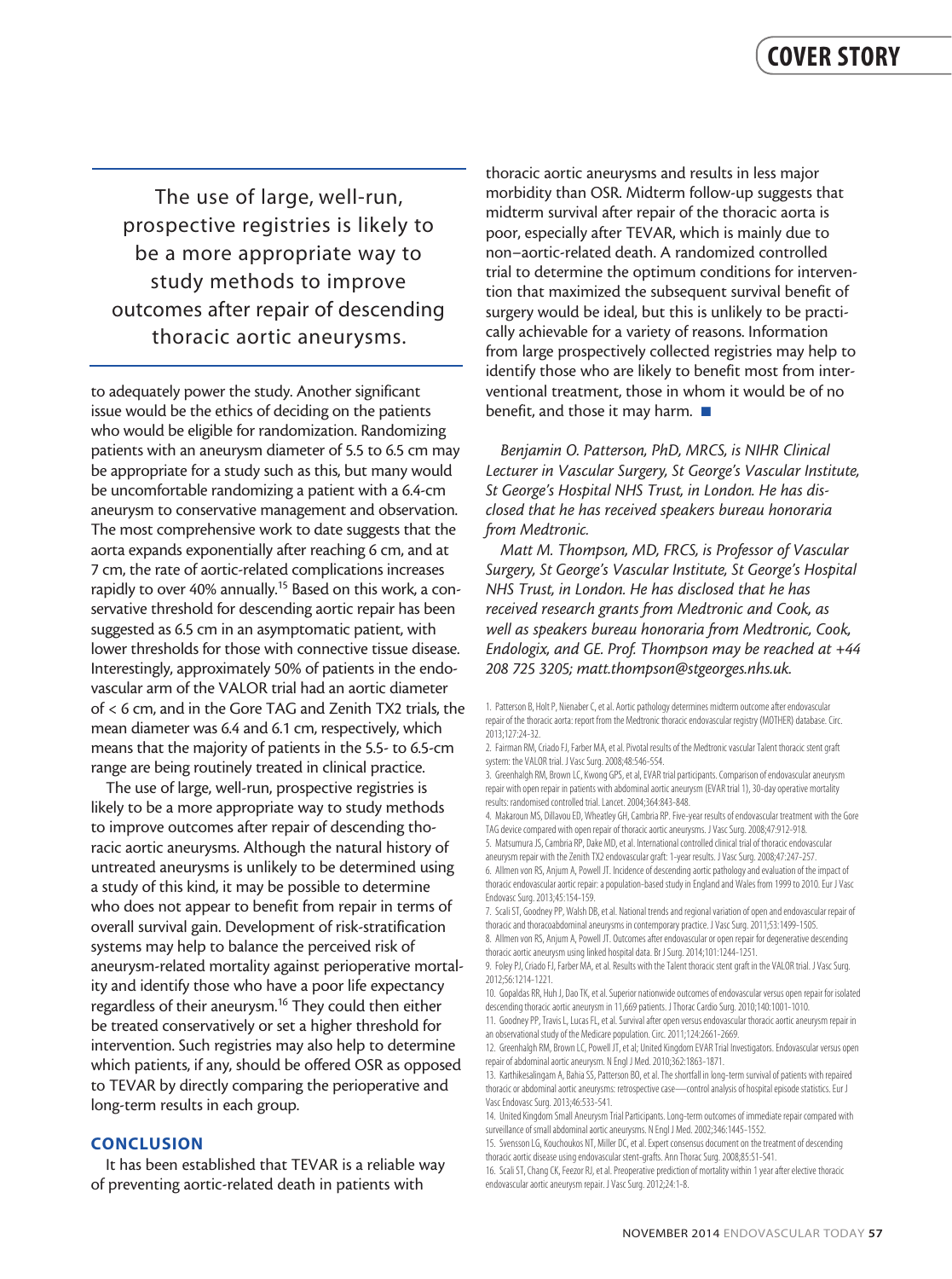The use of large, well-run, prospective registries is likely to be a more appropriate way to study methods to improve outcomes after repair of descending thoracic aortic aneurysms.

to adequately power the study. Another significant issue would be the ethics of deciding on the patients who would be eligible for randomization. Randomizing patients with an aneurysm diameter of 5.5 to 6.5 cm may be appropriate for a study such as this, but many would be uncomfortable randomizing a patient with a 6.4-cm aneurysm to conservative management and observation. The most comprehensive work to date suggests that the aorta expands exponentially after reaching 6 cm, and at 7 cm, the rate of aortic-related complications increases rapidly to over 40% annually.[15] Based on this work, a conservative threshold for descending aortic repair has been suggested as 6.5 cm in an asymptomatic patient, with lower thresholds for those with connective tissue disease. Interestingly, approximately 50% of patients in the endovascular arm of the VALOR trial had an aortic diameter of < 6 cm, and in the Gore TAG and Zenith TX2 trials, the mean diameter was 6.4 and 6.1 cm, respectively, which means that the majority of patients in the 5.5- to 6.5-cm range are being routinely treated in clinical practice.

The use of large, well-run, prospective registries is likely to be a more appropriate way to study methods to improve outcomes after repair of descending thoracic aortic aneurysms. Although the natural history of untreated aneurysms is unlikely to be determined using a study of this kind, it may be possible to determine who does not appear to benefit from repair in terms of overall survival gain. Development of risk-stratification systems may help to balance the perceived risk of aneurysm-related mortality against perioperative mortality and identify those who have a poor life expectancy regardless of their aneurysm.[16] They could then either be treated conservatively or set a higher threshold for intervention. Such registries may also help to determine which patients, if any, should be offered OSR as opposed to TEVAR by directly comparing the perioperative and long-term results in each group.

## CONCLUSION

It has been established that TEVAR is a reliable way of preventing aortic-related death in patients with thoracic aortic aneurysms and results in less major morbidity than OSR. Midterm follow-up suggests that midterm survival after repair of the thoracic aorta is poor, especially after TEVAR, which is mainly due to non–aortic-related death. A randomized controlled trial to determine the optimum conditions for intervention that maximized the subsequent survival benefit of surgery would be ideal, but this is unlikely to be practically achievable for a variety of reasons. Information from large prospectively collected registries may help to identify those who are likely to benefit most from interventional treatment, those in whom it would be of no benefit, and those it may harm. ■

*Benjamin O. Patterson, PhD, MRCS, is NIHR Clinical Lecturer in Vascular Surgery, St George's Vascular Institute, St George's Hospital NHS Trust, in London. He has disclosed that he has received speakers bureau honoraria from Medtronic.*

*Matt M. Thompson, MD, FRCS, is Professor of Vascular Surgery, St George's Vascular Institute, St George's Hospital NHS Trust, in London. He has disclosed that he has received research grants from Medtronic and Cook, as well as speakers bureau honoraria from Medtronic, Cook, Endologix, and GE. Prof. Thompson may be reached at +44 208 725 3205; matt.thompson@stgeorges.nhs.uk.*

1. Patterson B, Holt P, Nienaber C, et al. Aortic pathology determines midterm outcome after endovascular repair of the thoracic aorta: report from the Medtronic thoracic endovascular registry (MOTHER) database. Circ. 2013;127:24-32.
2. Fairman RM, Criado FJ, Farber MA, et al. Pivotal results of the Medtronic vascular Talent thoracic stent graft system: the VALOR trial. J Vasc Surg. 2008;48:546-554.
3. Greenhalgh RM, Brown LC, Kwong GPS, et al, EVAR trial participants. Comparison of endovascular aneurysm repair with open repair in patients with abdominal aortic aneurysm (EVAR trial 1), 30-day operative mortality results: randomised controlled trial. Lancet. 2004;364:843-848.
4. Makaroun MS, Dillavou ED, Wheatley GH, Cambria RP. Five-year results of endovascular treatment with the Gore TAG device compared with open repair of thoracic aortic aneurysms. J Vasc Surg. 2008;47:912-918.
5. Matsumura JS, Cambria RP, Dake MD, et al. International controlled clinical trial of thoracic endovascular aneurysm repair with the Zenith TX2 endovascular graft: 1-year results. J Vasc Surg. 2008;47:247-257.
6. Allmen von RS, Anjum A, Powell JT. Incidence of descending aortic pathology and evaluation of the impact of thoracic endovascular aortic repair: a population-based study in England and Wales from 1999 to 2010. Eur J Vasc Endovasc Surg. 2013;45:154-159.
7. Scali ST, Goodney PP, Walsh DB, et al. National trends and regional variation of open and endovascular repair of thoracic and thoracoabdominal aneurysms in contemporary practice. J Vasc Surg. 2011;53:1499-1505.
8. Allmen von RS, Anjum A, Powell JT. Outcomes after endovascular or open repair for degenerative descending thoracic aortic aneurysm using linked hospital data. Br J Surg. 2014;101:1244-1251.
9. Foley PJ, Criado FJ, Farber MA, et al. Results with the Talent thoracic stent graft in the VALOR trial. J Vasc Surg. 2012;56:1214-1221.
10. Gopaldas RR, Huh J, Dao TK, et al. Superior nationwide outcomes of endovascular versus open repair for isolated descending thoracic aortic aneurysm in 11,669 patients. J Thorac Cardio Surg. 2010;140:1001-1010.
11. Goodney PP, Travis L, Lucas FL, et al. Survival after open versus endovascular thoracic aortic aneurysm repair in an observational study of the Medicare population. Circ. 2011;124:2661-2669.
12. Greenhalgh RM, Brown LC, Powell JT, et al; United Kingdom EVAR Trial Investigators. Endovascular versus open repair of abdominal aortic aneurysm. N Engl J Med. 2010;362:1863-1871.
13. Karthikesalingam A, Bahia SS, Patterson BO, et al. The shortfall in long-term survival of patients with repaired thoracic or abdominal aortic aneurysms: retrospective case—control analysis of hospital episode statistics. Eur J Vasc Endovasc Surg. 2013;46:533-541.
14. United Kingdom Small Aneurysm Trial Participants. Long-term outcomes of immediate repair compared with surveillance of small abdominal aortic aneurysms. N Engl J Med. 2002;346:1445-1552.
15. Svensson LG, Kouchoukos NT, Miller DC, et al. Expert consensus document on the treatment of descending thoracic aortic disease using endovascular stent-grafts. Ann Thorac Surg. 2008;85:S1-S41.
16. Scali ST, Chang CK, Feezor RJ, et al. Preoperative prediction of mortality within 1 year after elective thoracic endovascular aortic aneurysm repair. J Vasc Surg. 2012;24:1-8.